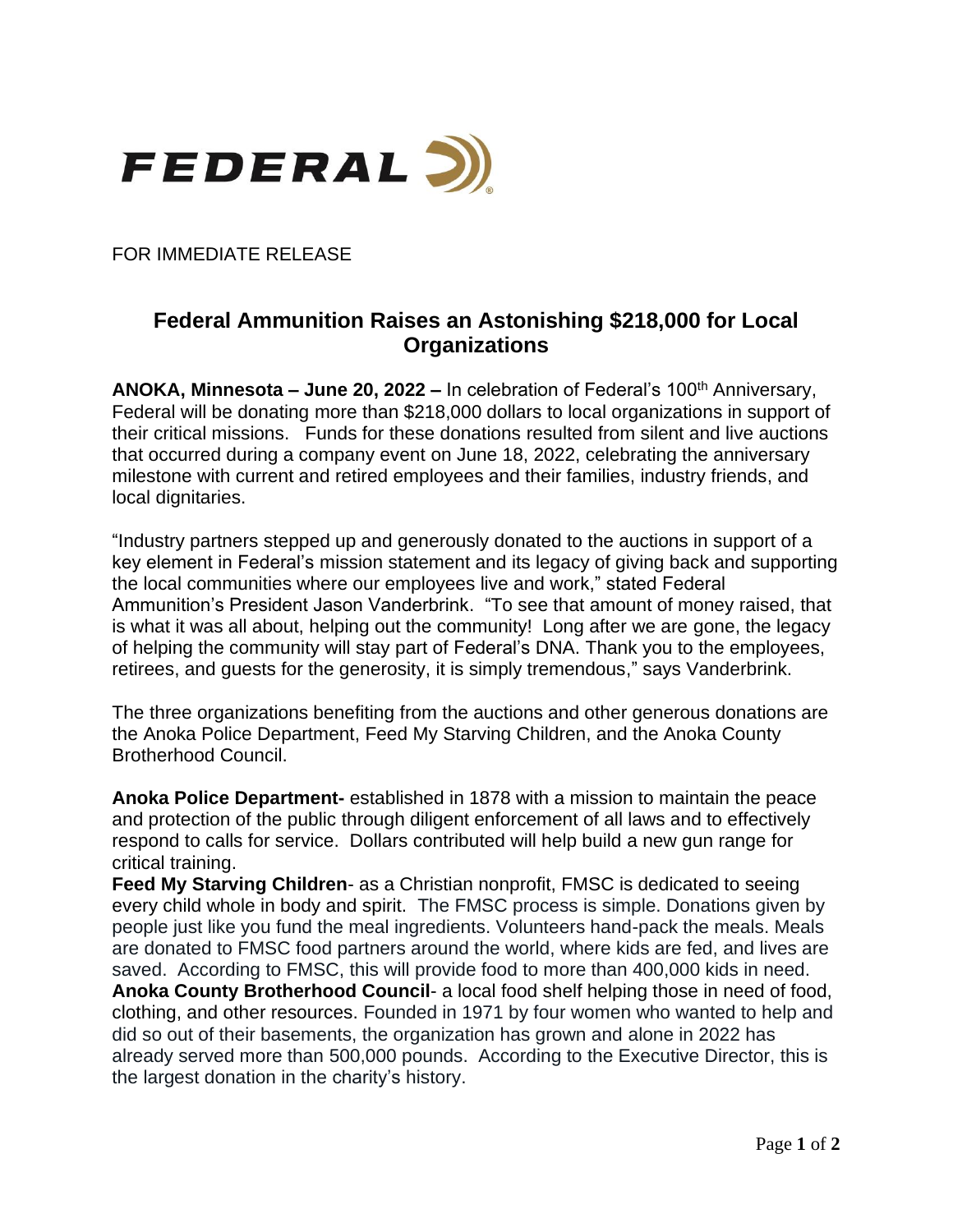FEDERAL

FOR IMMEDIATE RELEASE

## Federal Ammunition Raises an Astonishing $218,000 for Local Organizations

**ANOKA, Minnesota – June 20, 2022 –** In celebration of Federal's 100th Anniversary, Federal will be donating more than $218,000 dollars to local organizations in support of their critical missions. Funds for these donations resulted from silent and live auctions that occurred during a company event on June 18, 2022, celebrating the anniversary milestone with current and retired employees and their families, industry friends, and local dignitaries.

"Industry partners stepped up and generously donated to the auctions in support of a key element in Federal's mission statement and its legacy of giving back and supporting the local communities where our employees live and work," stated Federal Ammunition's President Jason Vanderbrink. "To see that amount of money raised, that is what it was all about, helping out the community! Long after we are gone, the legacy of helping the community will stay part of Federal's DNA. Thank you to the employees, retirees, and guests for the generosity, it is simply tremendous," says Vanderbrink.

The three organizations benefiting from the auctions and other generous donations are the Anoka Police Department, Feed My Starving Children, and the Anoka County Brotherhood Council.

**Anoka Police Department-** established in 1878 with a mission to maintain the peace and protection of the public through diligent enforcement of all laws and to effectively respond to calls for service. Dollars contributed will help build a new gun range for critical training.

**Feed My Starving Children**- as a Christian nonprofit, FMSC is dedicated to seeing every child whole in body and spirit. The FMSC process is simple. Donations given by people just like you fund the meal ingredients. Volunteers hand-pack the meals. Meals are donated to FMSC food partners around the world, where kids are fed, and lives are saved. According to FMSC, this will provide food to more than 400,000 kids in need.

**Anoka County Brotherhood Council**- a local food shelf helping those in need of food, clothing, and other resources. Founded in 1971 by four women who wanted to help and did so out of their basements, the organization has grown and alone in 2022 has already served more than 500,000 pounds. According to the Executive Director, this is the largest donation in the charity's history.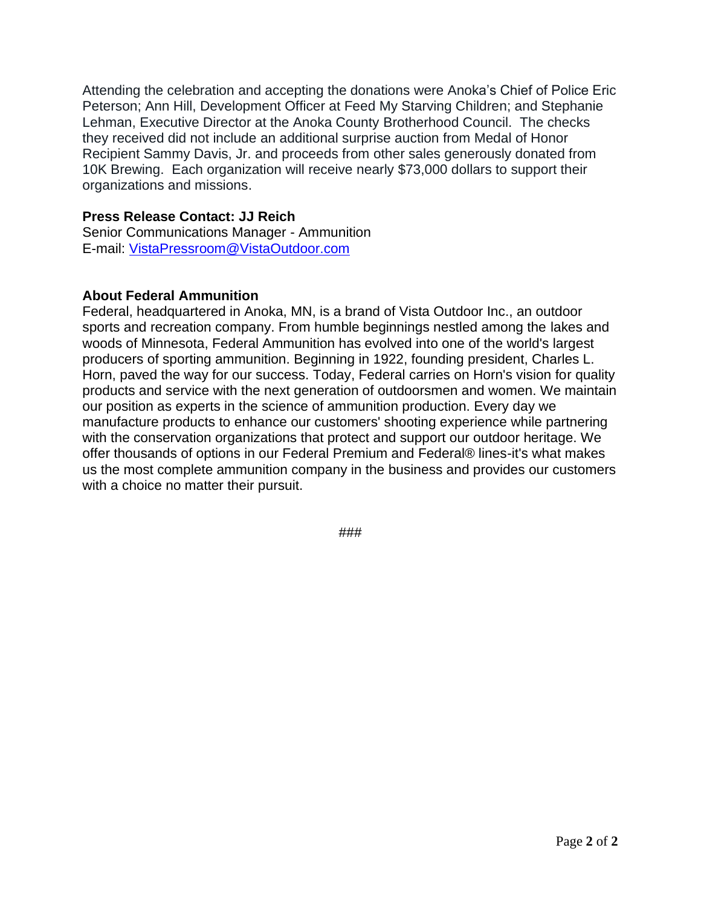Attending the celebration and accepting the donations were Anoka's Chief of Police Eric Peterson; Ann Hill, Development Officer at Feed My Starving Children; and Stephanie Lehman, Executive Director at the Anoka County Brotherhood Council. The checks they received did not include an additional surprise auction from Medal of Honor Recipient Sammy Davis, Jr. and proceeds from other sales generously donated from 10K Brewing. Each organization will receive nearly $73,000 dollars to support their organizations and missions.

**Press Release Contact: JJ Reich**
Senior Communications Manager - Ammunition
E-mail: VistaPressroom@VistaOutdoor.com

**About Federal Ammunition**
Federal, headquartered in Anoka, MN, is a brand of Vista Outdoor Inc., an outdoor sports and recreation company. From humble beginnings nestled among the lakes and woods of Minnesota, Federal Ammunition has evolved into one of the world's largest producers of sporting ammunition. Beginning in 1922, founding president, Charles L. Horn, paved the way for our success. Today, Federal carries on Horn's vision for quality products and service with the next generation of outdoorsmen and women. We maintain our position as experts in the science of ammunition production. Every day we manufacture products to enhance our customers' shooting experience while partnering with the conservation organizations that protect and support our outdoor heritage. We offer thousands of options in our Federal Premium and Federal® lines-it's what makes us the most complete ammunition company in the business and provides our customers with a choice no matter their pursuit.

###